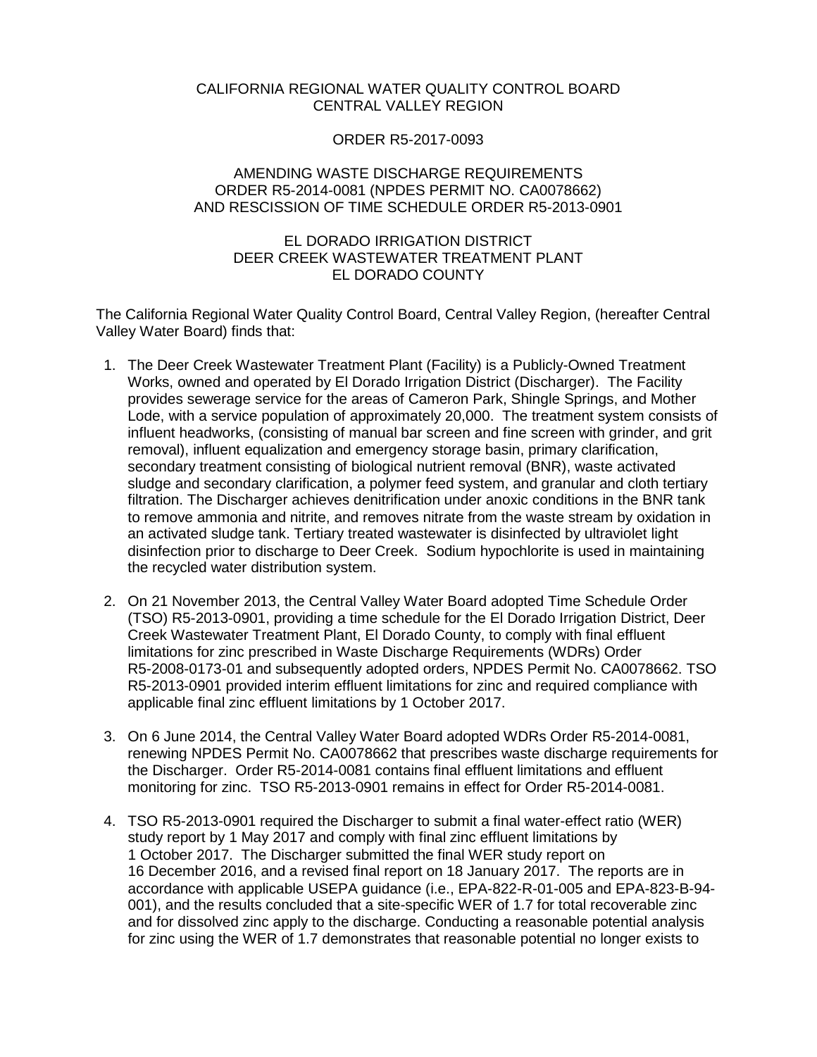CALIFORNIA REGIONAL WATER QUALITY CONTROL BOARD
CENTRAL VALLEY REGION

ORDER R5-2017-0093

AMENDING WASTE DISCHARGE REQUIREMENTS
ORDER R5-2014-0081 (NPDES PERMIT NO. CA0078662)
AND RESCISSION OF TIME SCHEDULE ORDER R5-2013-0901

EL DORADO IRRIGATION DISTRICT
DEER CREEK WASTEWATER TREATMENT PLANT
EL DORADO COUNTY

The California Regional Water Quality Control Board, Central Valley Region, (hereafter Central Valley Water Board) finds that:

1. The Deer Creek Wastewater Treatment Plant (Facility) is a Publicly-Owned Treatment Works, owned and operated by El Dorado Irrigation District (Discharger). The Facility provides sewerage service for the areas of Cameron Park, Shingle Springs, and Mother Lode, with a service population of approximately 20,000. The treatment system consists of influent headworks, (consisting of manual bar screen and fine screen with grinder, and grit removal), influent equalization and emergency storage basin, primary clarification, secondary treatment consisting of biological nutrient removal (BNR), waste activated sludge and secondary clarification, a polymer feed system, and granular and cloth tertiary filtration. The Discharger achieves denitrification under anoxic conditions in the BNR tank to remove ammonia and nitrite, and removes nitrate from the waste stream by oxidation in an activated sludge tank. Tertiary treated wastewater is disinfected by ultraviolet light disinfection prior to discharge to Deer Creek. Sodium hypochlorite is used in maintaining the recycled water distribution system.

2. On 21 November 2013, the Central Valley Water Board adopted Time Schedule Order (TSO) R5-2013-0901, providing a time schedule for the El Dorado Irrigation District, Deer Creek Wastewater Treatment Plant, El Dorado County, to comply with final effluent limitations for zinc prescribed in Waste Discharge Requirements (WDRs) Order R5-2008-0173-01 and subsequently adopted orders, NPDES Permit No. CA0078662. TSO R5-2013-0901 provided interim effluent limitations for zinc and required compliance with applicable final zinc effluent limitations by 1 October 2017.

3. On 6 June 2014, the Central Valley Water Board adopted WDRs Order R5-2014-0081, renewing NPDES Permit No. CA0078662 that prescribes waste discharge requirements for the Discharger. Order R5-2014-0081 contains final effluent limitations and effluent monitoring for zinc. TSO R5-2013-0901 remains in effect for Order R5-2014-0081.

4. TSO R5-2013-0901 required the Discharger to submit a final water-effect ratio (WER) study report by 1 May 2017 and comply with final zinc effluent limitations by 1 October 2017. The Discharger submitted the final WER study report on 16 December 2016, and a revised final report on 18 January 2017. The reports are in accordance with applicable USEPA guidance (i.e., EPA-822-R-01-005 and EPA-823-B-94-001), and the results concluded that a site-specific WER of 1.7 for total recoverable zinc and for dissolved zinc apply to the discharge. Conducting a reasonable potential analysis for zinc using the WER of 1.7 demonstrates that reasonable potential no longer exists to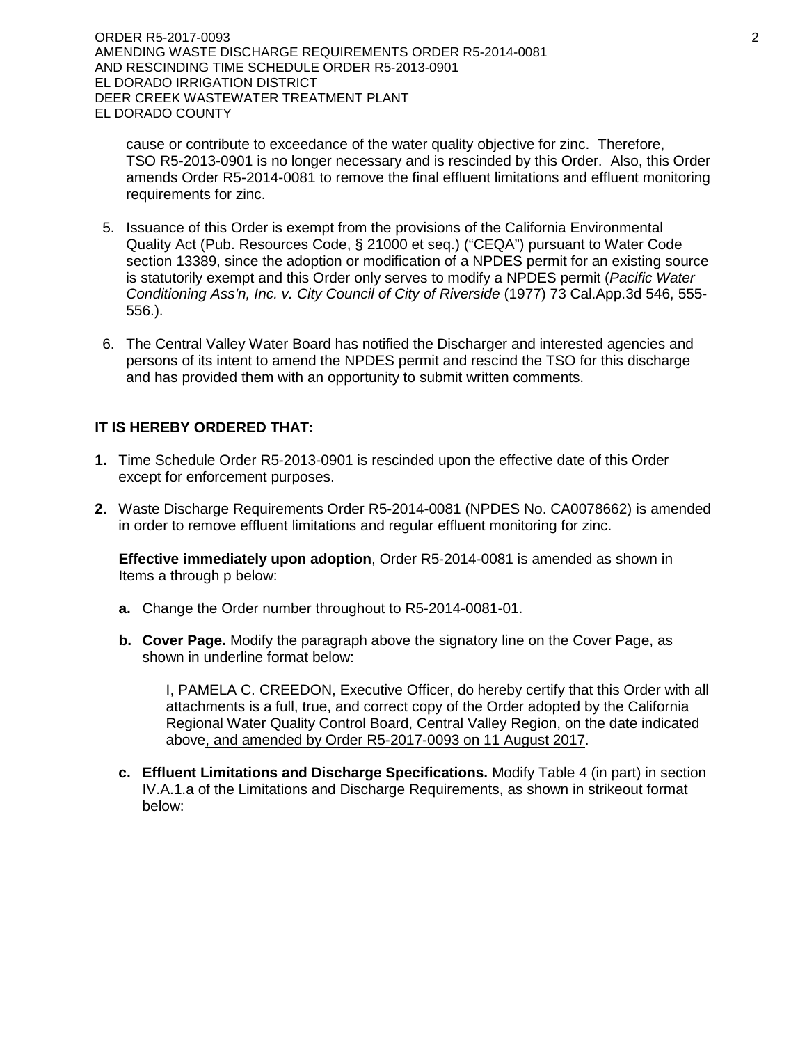cause or contribute to exceedance of the water quality objective for zinc. Therefore, TSO R5-2013-0901 is no longer necessary and is rescinded by this Order. Also, this Order amends Order R5-2014-0081 to remove the final effluent limitations and effluent monitoring requirements for zinc.

5. Issuance of this Order is exempt from the provisions of the California Environmental Quality Act (Pub. Resources Code, § 21000 et seq.) ("CEQA") pursuant to Water Code section 13389, since the adoption or modification of a NPDES permit for an existing source is statutorily exempt and this Order only serves to modify a NPDES permit (*Pacific Water Conditioning Ass'n, Inc. v. City Council of City of Riverside* (1977) 73 Cal.App.3d 546, 555-556.).

6. The Central Valley Water Board has notified the Discharger and interested agencies and persons of its intent to amend the NPDES permit and rescind the TSO for this discharge and has provided them with an opportunity to submit written comments.

**IT IS HEREBY ORDERED THAT:**

**1.** Time Schedule Order R5-2013-0901 is rescinded upon the effective date of this Order except for enforcement purposes.

**2.** Waste Discharge Requirements Order R5-2014-0081 (NPDES No. CA0078662) is amended in order to remove effluent limitations and regular effluent monitoring for zinc.

**Effective immediately upon adoption**, Order R5-2014-0081 is amended as shown in Items a through p below:

**a.** Change the Order number throughout to R5-2014-0081-01.

**b. Cover Page.** Modify the paragraph above the signatory line on the Cover Page, as shown in underline format below:

> I, PAMELA C. CREEDON, Executive Officer, do hereby certify that this Order with all attachments is a full, true, and correct copy of the Order adopted by the California Regional Water Quality Control Board, Central Valley Region, on the date indicated above<u>, and amended by Order R5-2017-0093 on 11 August 2017</u>.

**c. Effluent Limitations and Discharge Specifications.** Modify Table 4 (in part) in section IV.A.1.a of the Limitations and Discharge Requirements, as shown in strikeout format below: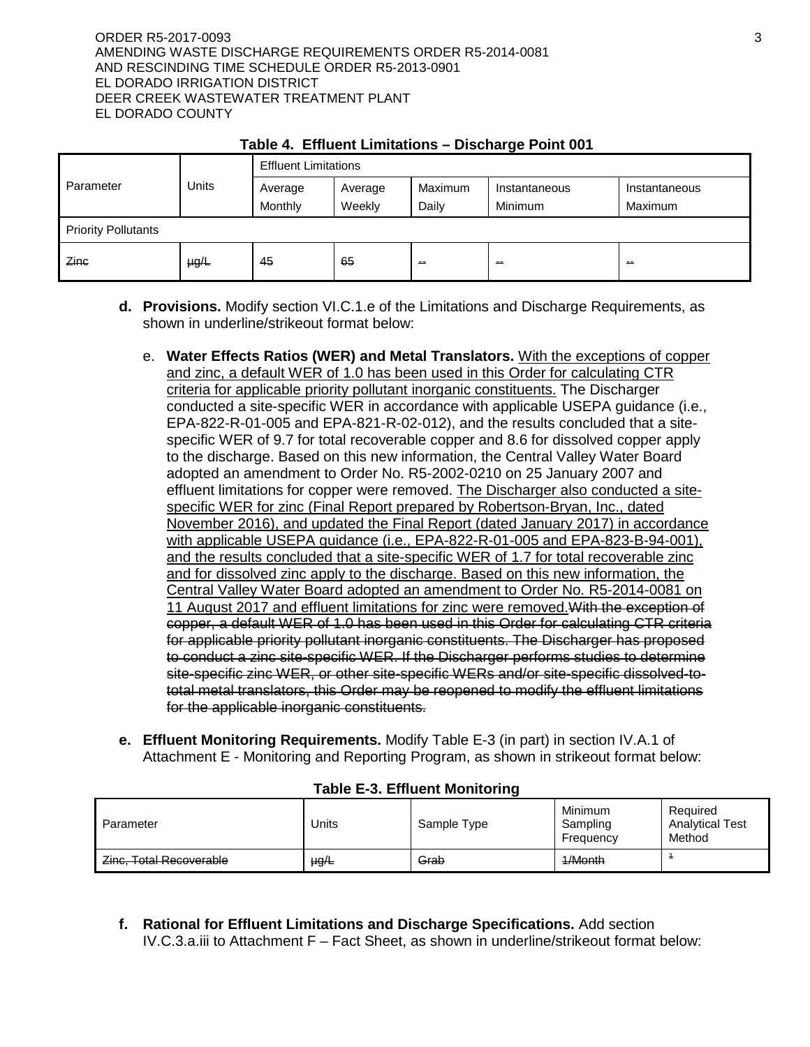**Table 4. Effluent Limitations – Discharge Point 001**

| Parameter | Units | Effluent Limitations | | | | |
|---|---|---|---|---|---|---|
| | | Average Monthly | Average Weekly | Maximum Daily | Instantaneous Minimum | Instantaneous Maximum |
| Priority Pollutants | | | | | | |
| ~~Zinc~~ | ~~µg/L~~ | ~~45~~ | ~~65~~ | ~~--~~ | ~~--~~ | ~~--~~ |

**d. Provisions.** Modify section VI.C.1.e of the Limitations and Discharge Requirements, as shown in underline/strikeout format below:

e. **Water Effects Ratios (WER) and Metal Translators.** <u>With the exceptions of copper and zinc, a default WER of 1.0 has been used in this Order for calculating CTR criteria for applicable priority pollutant inorganic constituents.</u> The Discharger conducted a site-specific WER in accordance with applicable USEPA guidance (i.e., EPA-822-R-01-005 and EPA-821-R-02-012), and the results concluded that a site-specific WER of 9.7 for total recoverable copper and 8.6 for dissolved copper apply to the discharge. Based on this new information, the Central Valley Water Board adopted an amendment to Order No. R5-2002-0210 on 25 January 2007 and effluent limitations for copper were removed. <u>The Discharger also conducted a site-specific WER for zinc (Final Report prepared by Robertson-Bryan, Inc., dated November 2016), and updated the Final Report (dated January 2017) in accordance with applicable USEPA guidance (i.e., EPA-822-R-01-005 and EPA-823-B-94-001), and the results concluded that a site-specific WER of 1.7 for total recoverable zinc and for dissolved zinc apply to the discharge. Based on this new information, the Central Valley Water Board adopted an amendment to Order No. R5-2014-0081 on 11 August 2017 and effluent limitations for zinc were removed.</u>~~With the exception of copper, a default WER of 1.0 has been used in this Order for calculating CTR criteria for applicable priority pollutant inorganic constituents. The Discharger has proposed to conduct a zinc site-specific WER. If the Discharger performs studies to determine site-specific zinc WER, or other site-specific WERs and/or site-specific dissolved-to-total metal translators, this Order may be reopened to modify the effluent limitations for the applicable inorganic constituents.~~

**e. Effluent Monitoring Requirements.** Modify Table E-3 (in part) in section IV.A.1 of Attachment E - Monitoring and Reporting Program, as shown in strikeout format below:

**Table E-3. Effluent Monitoring**

| Parameter | Units | Sample Type | Minimum Sampling Frequency | Required Analytical Test Method |
|---|---|---|---|---|
| ~~Zinc, Total Recoverable~~ | ~~µg/L~~ | ~~Grab~~ | ~~1/Month~~ | ~~1~~ |

**f. Rational for Effluent Limitations and Discharge Specifications.** Add section IV.C.3.a.iii to Attachment F – Fact Sheet, as shown in underline/strikeout format below: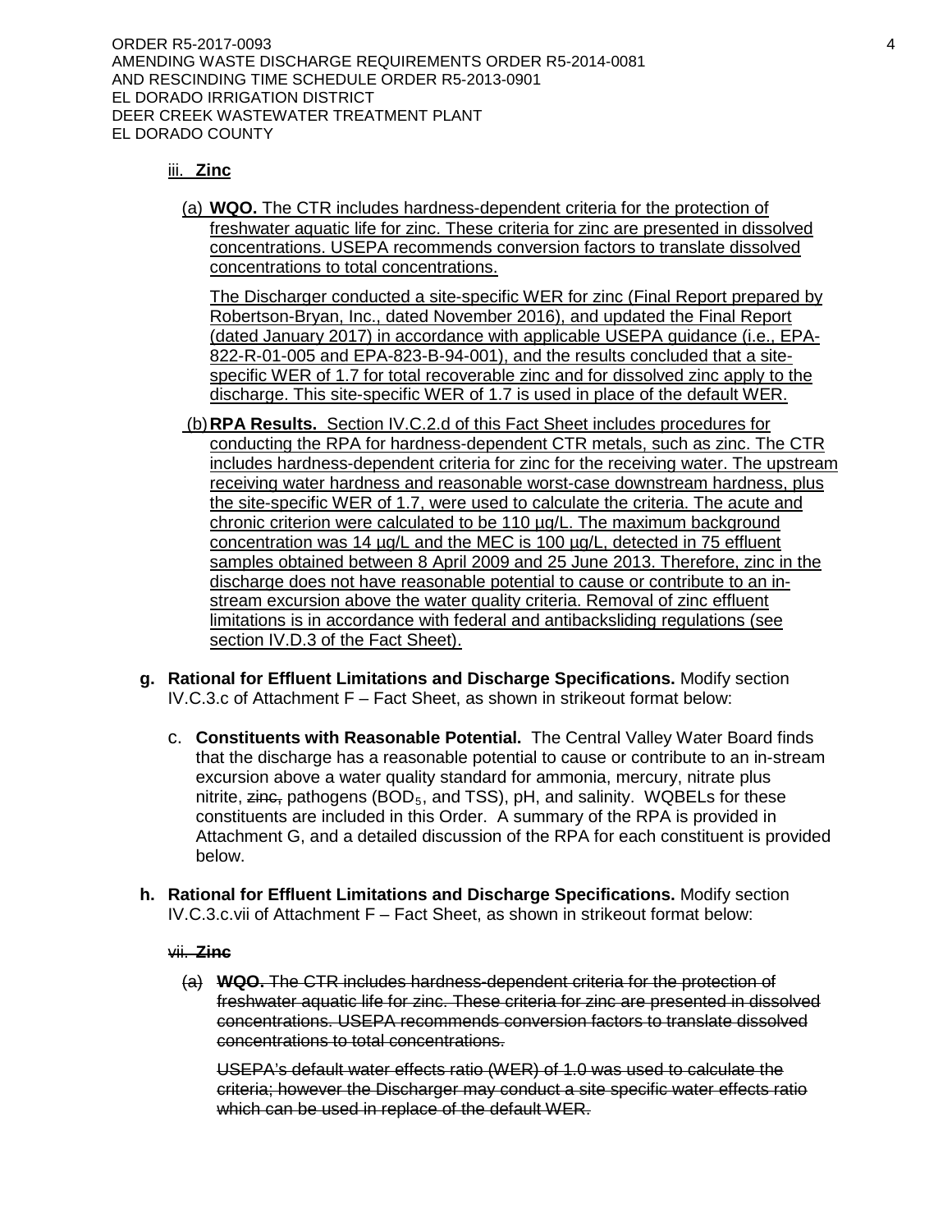iii. **Zinc**

(a) **WQO.** The CTR includes hardness-dependent criteria for the protection of freshwater aquatic life for zinc. These criteria for zinc are presented in dissolved concentrations. USEPA recommends conversion factors to translate dissolved concentrations to total concentrations.

The Discharger conducted a site-specific WER for zinc (Final Report prepared by Robertson-Bryan, Inc., dated November 2016), and updated the Final Report (dated January 2017) in accordance with applicable USEPA guidance (i.e., EPA-822-R-01-005 and EPA-823-B-94-001), and the results concluded that a site-specific WER of 1.7 for total recoverable zinc and for dissolved zinc apply to the discharge. This site-specific WER of 1.7 is used in place of the default WER.

(b) **RPA Results.** Section IV.C.2.d of this Fact Sheet includes procedures for conducting the RPA for hardness-dependent CTR metals, such as zinc. The CTR includes hardness-dependent criteria for zinc for the receiving water. The upstream receiving water hardness and reasonable worst-case downstream hardness, plus the site-specific WER of 1.7, were used to calculate the criteria. The acute and chronic criterion were calculated to be 110 µg/L. The maximum background concentration was 14 µg/L and the MEC is 100 µg/L, detected in 75 effluent samples obtained between 8 April 2009 and 25 June 2013. Therefore, zinc in the discharge does not have reasonable potential to cause or contribute to an in-stream excursion above the water quality criteria. Removal of zinc effluent limitations is in accordance with federal and antibacksliding regulations (see section IV.D.3 of the Fact Sheet).

**g. Rational for Effluent Limitations and Discharge Specifications.** Modify section IV.C.3.c of Attachment F – Fact Sheet, as shown in strikeout format below:

c. **Constituents with Reasonable Potential.** The Central Valley Water Board finds that the discharge has a reasonable potential to cause or contribute to an in-stream excursion above a water quality standard for ammonia, mercury, nitrate plus nitrite, ~~zinc,~~ pathogens ($BOD_5$, and TSS), pH, and salinity. WQBELs for these constituents are included in this Order. A summary of the RPA is provided in Attachment G, and a detailed discussion of the RPA for each constituent is provided below.

**h. Rational for Effluent Limitations and Discharge Specifications.** Modify section IV.C.3.c.vii of Attachment F – Fact Sheet, as shown in strikeout format below:

~~vii. **Zinc**~~

~~(a) **WQO.** The CTR includes hardness-dependent criteria for the protection of freshwater aquatic life for zinc. These criteria for zinc are presented in dissolved concentrations. USEPA recommends conversion factors to translate dissolved concentrations to total concentrations.~~

~~USEPA's default water effects ratio (WER) of 1.0 was used to calculate the criteria; however the Discharger may conduct a site specific water effects ratio which can be used in replace of the default WER.~~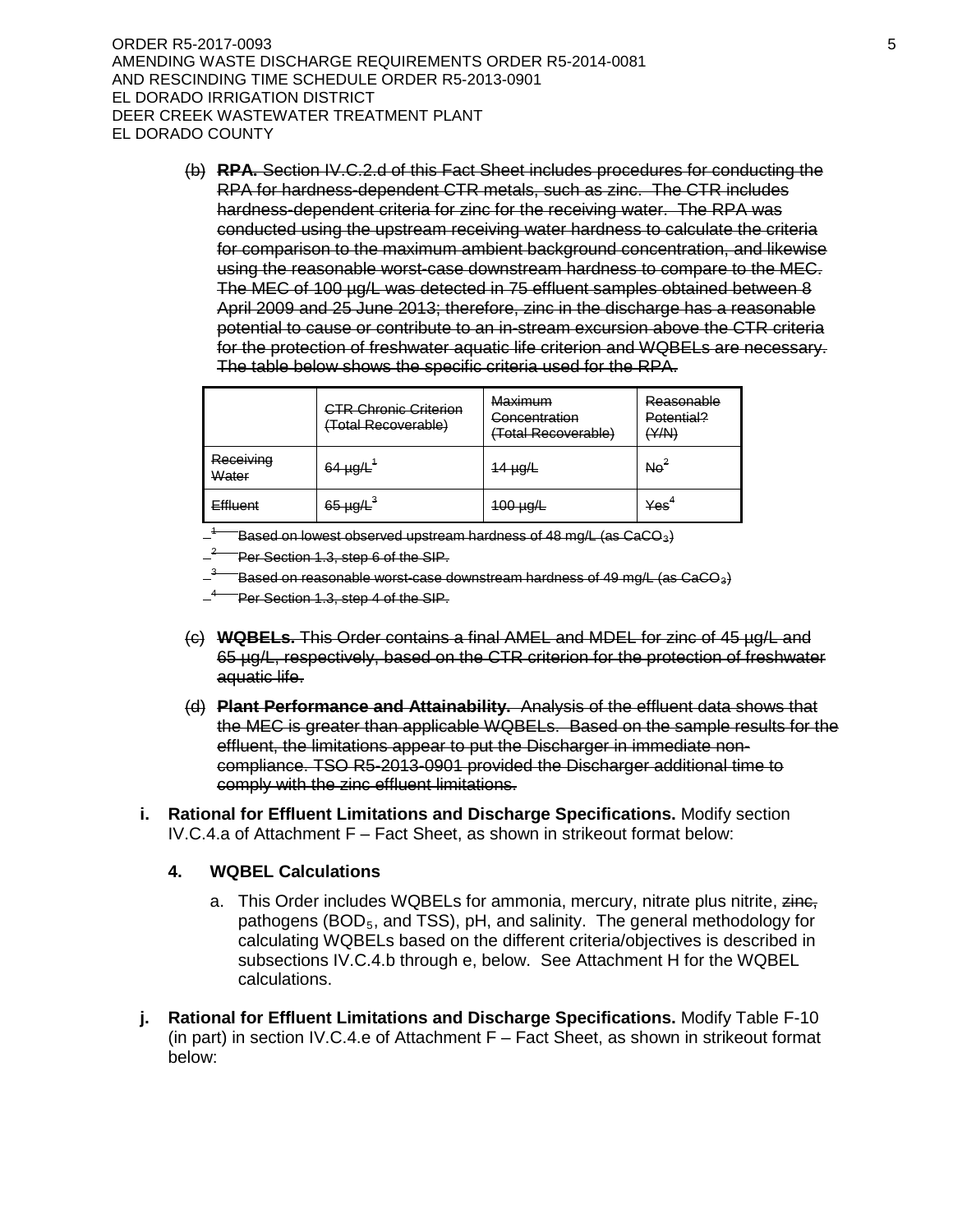(b) ~~**RPA.** Section IV.C.2.d of this Fact Sheet includes procedures for conducting the RPA for hardness-dependent CTR metals, such as zinc. The CTR includes hardness-dependent criteria for zinc for the receiving water. The RPA was conducted using the upstream receiving water hardness to calculate the criteria for comparison to the maximum ambient background concentration, and likewise using the reasonable worst-case downstream hardness to compare to the MEC. The MEC of 100 µg/L was detected in 75 effluent samples obtained between 8 April 2009 and 25 June 2013; therefore, zinc in the discharge has a reasonable potential to cause or contribute to an in-stream excursion above the CTR criteria for the protection of freshwater aquatic life criterion and WQBELs are necessary. The table below shows the specific criteria used for the RPA.~~

| | ~~CTR Chronic Criterion (Total Recoverable)~~ | ~~Maximum Concentration (Total Recoverable)~~ | ~~Reasonable Potential? (Y/N)~~ |
|---|---|---|---|
| ~~Receiving Water~~ | ~~64 µg/L~~[1] | ~~14 µg/L~~ | ~~No~~[2] |
| ~~Effluent~~ | ~~65 µg/L~~[3] | ~~100 µg/L~~ | ~~Yes~~[4] |

~~[1] Based on lowest observed upstream hardness of 48 mg/L (as $CaCO_3$)~~

~~[2] Per Section 1.3, step 6 of the SIP.~~

~~[3] Based on reasonable worst-case downstream hardness of 49 mg/L (as $CaCO_3$)~~

~~[4] Per Section 1.3, step 4 of the SIP.~~

(c) ~~**WQBELs.** This Order contains a final AMEL and MDEL for zinc of 45 µg/L and 65 µg/L, respectively, based on the CTR criterion for the protection of freshwater aquatic life.~~

(d) ~~**Plant Performance and Attainability.** Analysis of the effluent data shows that the MEC is greater than applicable WQBELs. Based on the sample results for the effluent, the limitations appear to put the Discharger in immediate non-compliance. TSO R5-2013-0901 provided the Discharger additional time to comply with the zinc effluent limitations.~~

**i. Rational for Effluent Limitations and Discharge Specifications.** Modify section IV.C.4.a of Attachment F – Fact Sheet, as shown in strikeout format below:

**4. WQBEL Calculations**

a. This Order includes WQBELs for ammonia, mercury, nitrate plus nitrite, ~~zinc,~~ pathogens ($BOD_5$, and TSS), pH, and salinity. The general methodology for calculating WQBELs based on the different criteria/objectives is described in subsections IV.C.4.b through e, below. See Attachment H for the WQBEL calculations.

**j. Rational for Effluent Limitations and Discharge Specifications.** Modify Table F-10 (in part) in section IV.C.4.e of Attachment F – Fact Sheet, as shown in strikeout format below: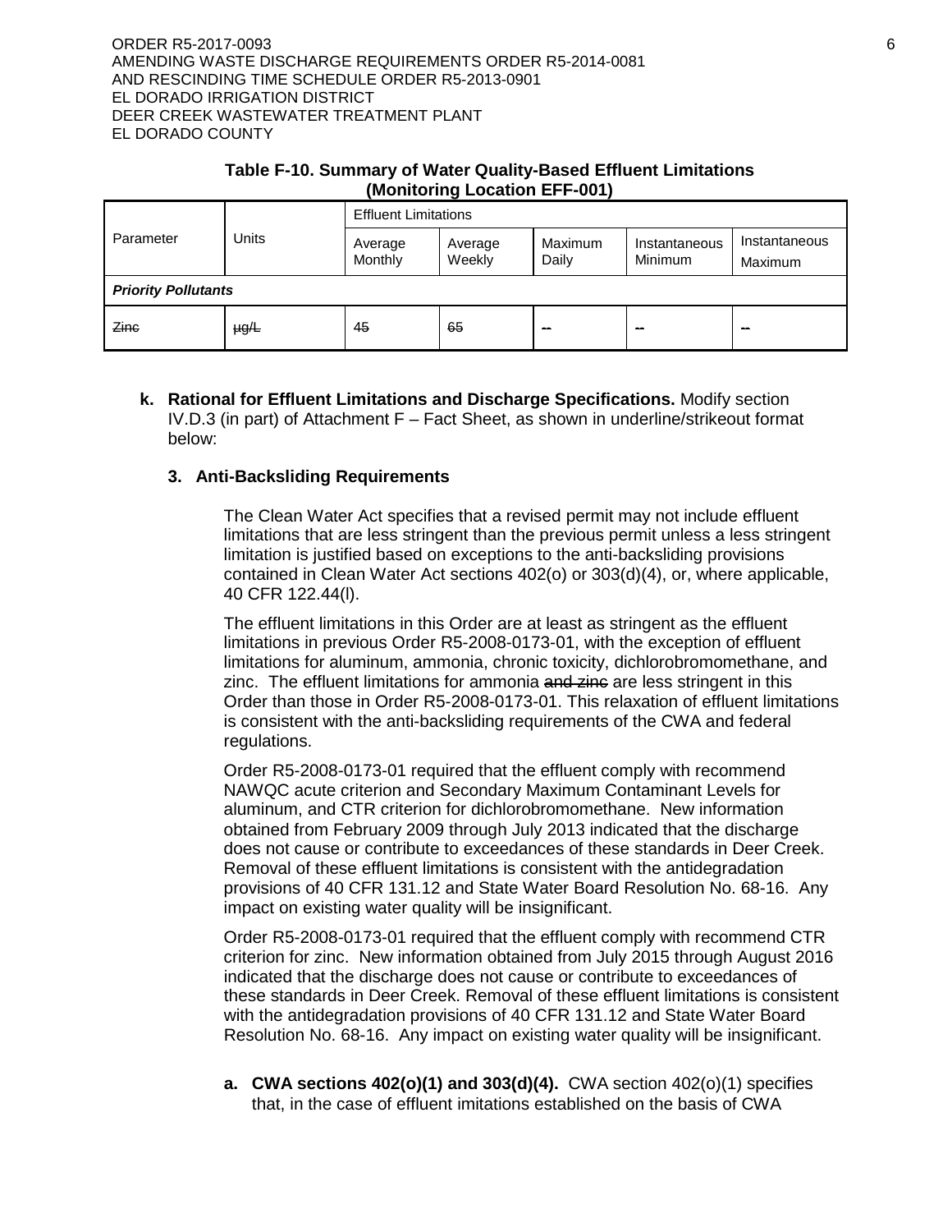**Table F-10. Summary of Water Quality-Based Effluent Limitations (Monitoring Location EFF-001)**

| Parameter | Units | Effluent Limitations | | | | |
|---|---|---|---|---|---|---|
| | | Average Monthly | Average Weekly | Maximum Daily | Instantaneous Minimum | Instantaneous Maximum |
| ***Priority Pollutants*** | | | | | | |
| ~~Zinc~~ | ~~µg/L~~ | ~~45~~ | ~~65~~ | ~~--~~ | ~~--~~ | ~~--~~ |

**k. Rational for Effluent Limitations and Discharge Specifications.** Modify section IV.D.3 (in part) of Attachment F – Fact Sheet, as shown in underline/strikeout format below:

**3. Anti-Backsliding Requirements**

The Clean Water Act specifies that a revised permit may not include effluent limitations that are less stringent than the previous permit unless a less stringent limitation is justified based on exceptions to the anti-backsliding provisions contained in Clean Water Act sections 402(o) or 303(d)(4), or, where applicable, 40 CFR 122.44(l).

The effluent limitations in this Order are at least as stringent as the effluent limitations in previous Order R5-2008-0173-01, with the exception of effluent limitations for aluminum, ammonia, chronic toxicity, dichlorobromomethane, and zinc. The effluent limitations for ammonia ~~and zinc~~ are less stringent in this Order than those in Order R5-2008-0173-01. This relaxation of effluent limitations is consistent with the anti-backsliding requirements of the CWA and federal regulations.

Order R5-2008-0173-01 required that the effluent comply with recommend NAWQC acute criterion and Secondary Maximum Contaminant Levels for aluminum, and CTR criterion for dichlorobromomethane. New information obtained from February 2009 through July 2013 indicated that the discharge does not cause or contribute to exceedances of these standards in Deer Creek. Removal of these effluent limitations is consistent with the antidegradation provisions of 40 CFR 131.12 and State Water Board Resolution No. 68-16. Any impact on existing water quality will be insignificant.

Order R5-2008-0173-01 required that the effluent comply with recommend CTR criterion for zinc. New information obtained from July 2015 through August 2016 indicated that the discharge does not cause or contribute to exceedances of these standards in Deer Creek. Removal of these effluent limitations is consistent with the antidegradation provisions of 40 CFR 131.12 and State Water Board Resolution No. 68-16. Any impact on existing water quality will be insignificant.

a. **CWA sections 402(o)(1) and 303(d)(4).** CWA section 402(o)(1) specifies that, in the case of effluent imitations established on the basis of CWA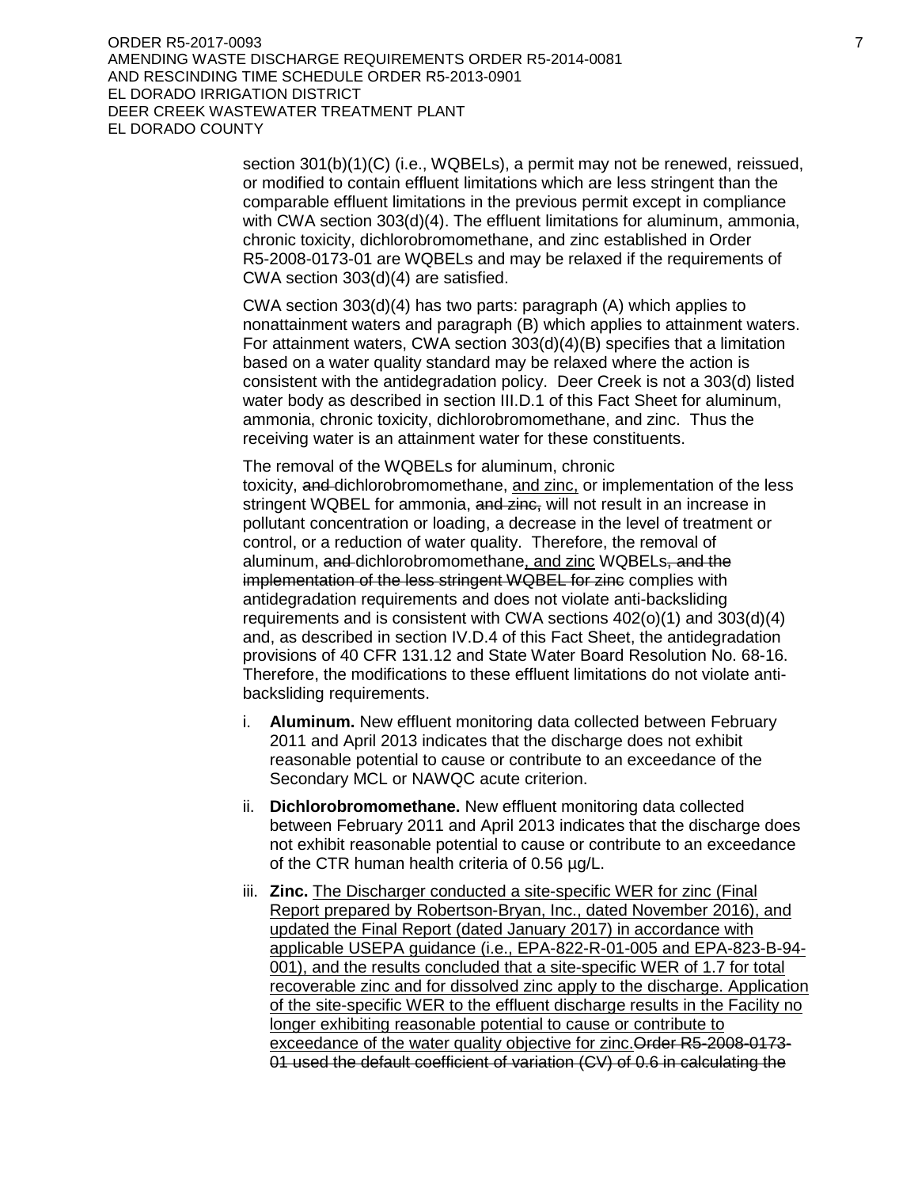section 301(b)(1)(C) (i.e., WQBELs), a permit may not be renewed, reissued, or modified to contain effluent limitations which are less stringent than the comparable effluent limitations in the previous permit except in compliance with CWA section 303(d)(4). The effluent limitations for aluminum, ammonia, chronic toxicity, dichlorobromomethane, and zinc established in Order R5-2008-0173-01 are WQBELs and may be relaxed if the requirements of CWA section 303(d)(4) are satisfied.

CWA section 303(d)(4) has two parts: paragraph (A) which applies to nonattainment waters and paragraph (B) which applies to attainment waters. For attainment waters, CWA section 303(d)(4)(B) specifies that a limitation based on a water quality standard may be relaxed where the action is consistent with the antidegradation policy. Deer Creek is not a 303(d) listed water body as described in section III.D.1 of this Fact Sheet for aluminum, ammonia, chronic toxicity, dichlorobromomethane, and zinc. Thus the receiving water is an attainment water for these constituents.

The removal of the WQBELs for aluminum, chronic toxicity, ~~and~~ dichlorobromomethane, <u>and zinc,</u> or implementation of the less stringent WQBEL for ammonia, ~~and zinc,~~ will not result in an increase in pollutant concentration or loading, a decrease in the level of treatment or control, or a reduction of water quality. Therefore, the removal of aluminum, ~~and~~ dichlorobromomethane<u>, and zinc</u> WQBELs~~, and the implementation of the less stringent WQBEL for zinc~~ complies with antidegradation requirements and does not violate anti-backsliding requirements and is consistent with CWA sections 402(o)(1) and 303(d)(4) and, as described in section IV.D.4 of this Fact Sheet, the antidegradation provisions of 40 CFR 131.12 and State Water Board Resolution No. 68-16. Therefore, the modifications to these effluent limitations do not violate anti-backsliding requirements.

i. **Aluminum.** New effluent monitoring data collected between February 2011 and April 2013 indicates that the discharge does not exhibit reasonable potential to cause or contribute to an exceedance of the Secondary MCL or NAWQC acute criterion.

ii. **Dichlorobromomethane.** New effluent monitoring data collected between February 2011 and April 2013 indicates that the discharge does not exhibit reasonable potential to cause or contribute to an exceedance of the CTR human health criteria of 0.56 µg/L.

iii. **Zinc.** <u>The Discharger conducted a site-specific WER for zinc (Final Report prepared by Robertson-Bryan, Inc., dated November 2016), and updated the Final Report (dated January 2017) in accordance with applicable USEPA guidance (i.e., EPA-822-R-01-005 and EPA-823-B-94-001), and the results concluded that a site-specific WER of 1.7 for total recoverable zinc and for dissolved zinc apply to the discharge. Application of the site-specific WER to the effluent discharge results in the Facility no longer exhibiting reasonable potential to cause or contribute to exceedance of the water quality objective for zinc.</u>~~Order R5-2008-0173-01 used the default coefficient of variation (CV) of 0.6 in calculating the~~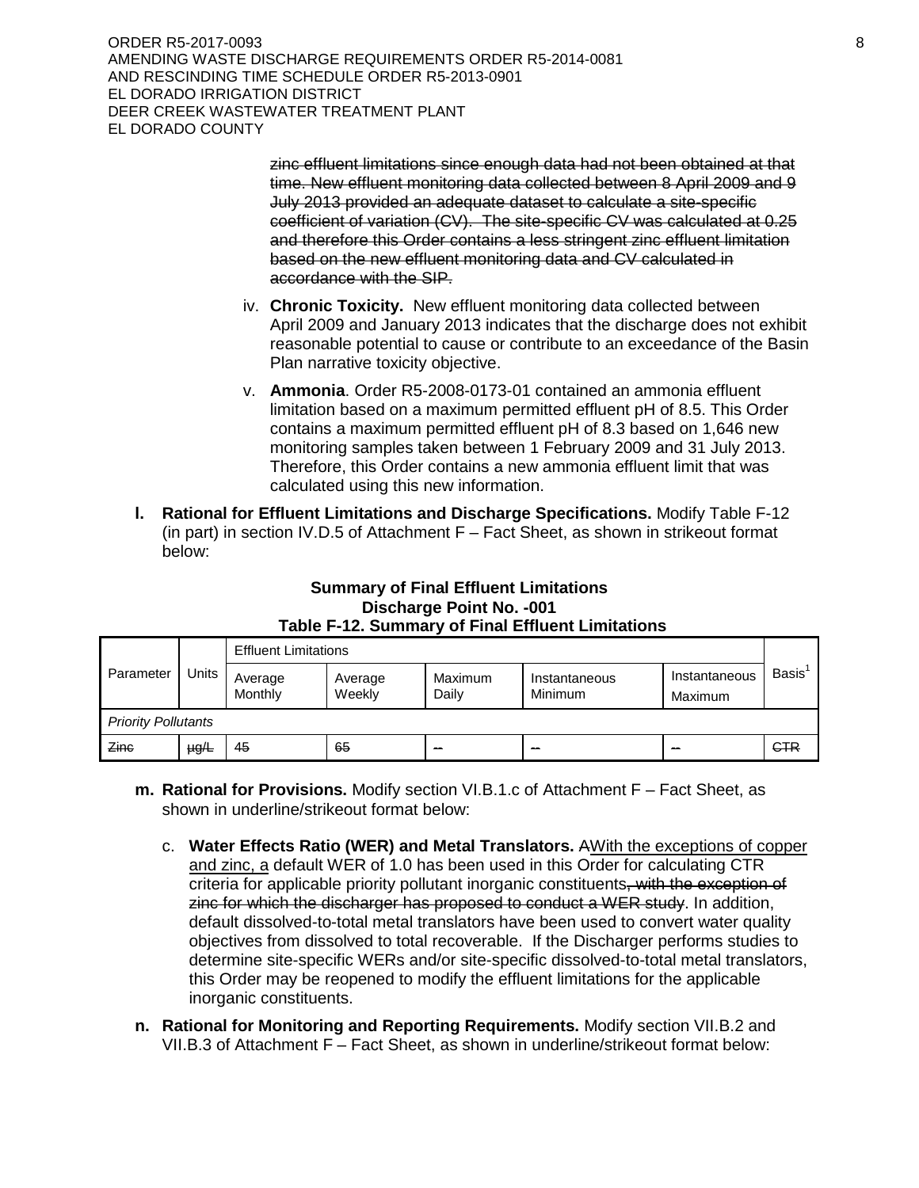zinc effluent limitations since enough data had not been obtained at that time. New effluent monitoring data collected between 8 April 2009 and 9 July 2013 provided an adequate dataset to calculate a site-specific coefficient of variation (CV). The site-specific CV was calculated at 0.25 and therefore this Order contains a less stringent zinc effluent limitation based on the new effluent monitoring data and CV calculated in accordance with the SIP.

iv. **Chronic Toxicity.** New effluent monitoring data collected between April 2009 and January 2013 indicates that the discharge does not exhibit reasonable potential to cause or contribute to an exceedance of the Basin Plan narrative toxicity objective.

v. **Ammonia**. Order R5-2008-0173-01 contained an ammonia effluent limitation based on a maximum permitted effluent pH of 8.5. This Order contains a maximum permitted effluent pH of 8.3 based on 1,646 new monitoring samples taken between 1 February 2009 and 31 July 2013. Therefore, this Order contains a new ammonia effluent limit that was calculated using this new information.

**l. Rational for Effluent Limitations and Discharge Specifications.** Modify Table F-12 (in part) in section IV.D.5 of Attachment F – Fact Sheet, as shown in strikeout format below:

**Summary of Final Effluent Limitations**
**Discharge Point No. -001**
**Table F-12. Summary of Final Effluent Limitations**

| Parameter | Units | Effluent Limitations | | | | | Basis[1] |
|---|---|---|---|---|---|---|---|
| | | Average Monthly | Average Weekly | Maximum Daily | Instantaneous Minimum | Instantaneous Maximum | |
| *Priority Pollutants* | | | | | | | |
| ~~Zinc~~ | ~~μg/L~~ | ~~45~~ | ~~65~~ | ~~--~~ | ~~--~~ | ~~--~~ | ~~CTR~~ |

**m. Rational for Provisions.** Modify section VI.B.1.c of Attachment F – Fact Sheet, as shown in underline/strikeout format below:

c. **Water Effects Ratio (WER) and Metal Translators.** ~~A~~With the exceptions of copper and zinc, a default WER of 1.0 has been used in this Order for calculating CTR criteria for applicable priority pollutant inorganic constituents~~, with the exception of zinc for which the discharger has proposed to conduct a WER study~~. In addition, default dissolved-to-total metal translators have been used to convert water quality objectives from dissolved to total recoverable. If the Discharger performs studies to determine site-specific WERs and/or site-specific dissolved-to-total metal translators, this Order may be reopened to modify the effluent limitations for the applicable inorganic constituents.

**n. Rational for Monitoring and Reporting Requirements.** Modify section VII.B.2 and VII.B.3 of Attachment F – Fact Sheet, as shown in underline/strikeout format below: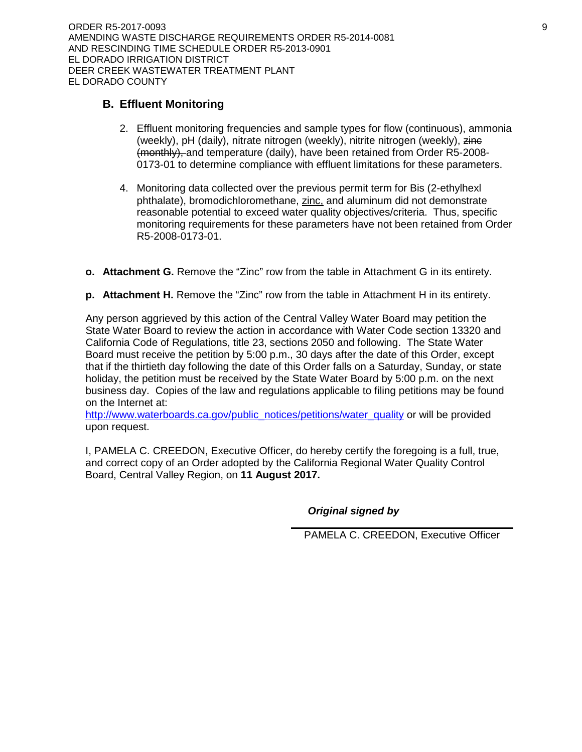## B. Effluent Monitoring

2. Effluent monitoring frequencies and sample types for flow (continuous), ammonia (weekly), pH (daily), nitrate nitrogen (weekly), nitrite nitrogen (weekly), ~~zinc (monthly),~~ and temperature (daily), have been retained from Order R5-2008-0173-01 to determine compliance with effluent limitations for these parameters.

4. Monitoring data collected over the previous permit term for Bis (2-ethylhexl phthalate), bromodichloromethane, zinc, and aluminum did not demonstrate reasonable potential to exceed water quality objectives/criteria. Thus, specific monitoring requirements for these parameters have not been retained from Order R5-2008-0173-01.

**o. Attachment G.** Remove the "Zinc" row from the table in Attachment G in its entirety.

**p. Attachment H.** Remove the "Zinc" row from the table in Attachment H in its entirety.

Any person aggrieved by this action of the Central Valley Water Board may petition the State Water Board to review the action in accordance with Water Code section 13320 and California Code of Regulations, title 23, sections 2050 and following. The State Water Board must receive the petition by 5:00 p.m., 30 days after the date of this Order, except that if the thirtieth day following the date of this Order falls on a Saturday, Sunday, or state holiday, the petition must be received by the State Water Board by 5:00 p.m. on the next business day. Copies of the law and regulations applicable to filing petitions may be found on the Internet at:
http://www.waterboards.ca.gov/public_notices/petitions/water_quality or will be provided upon request.

I, PAMELA C. CREEDON, Executive Officer, do hereby certify the foregoing is a full, true, and correct copy of an Order adopted by the California Regional Water Quality Control Board, Central Valley Region, on **11 August 2017.**

***Original signed by***

PAMELA C. CREEDON, Executive Officer